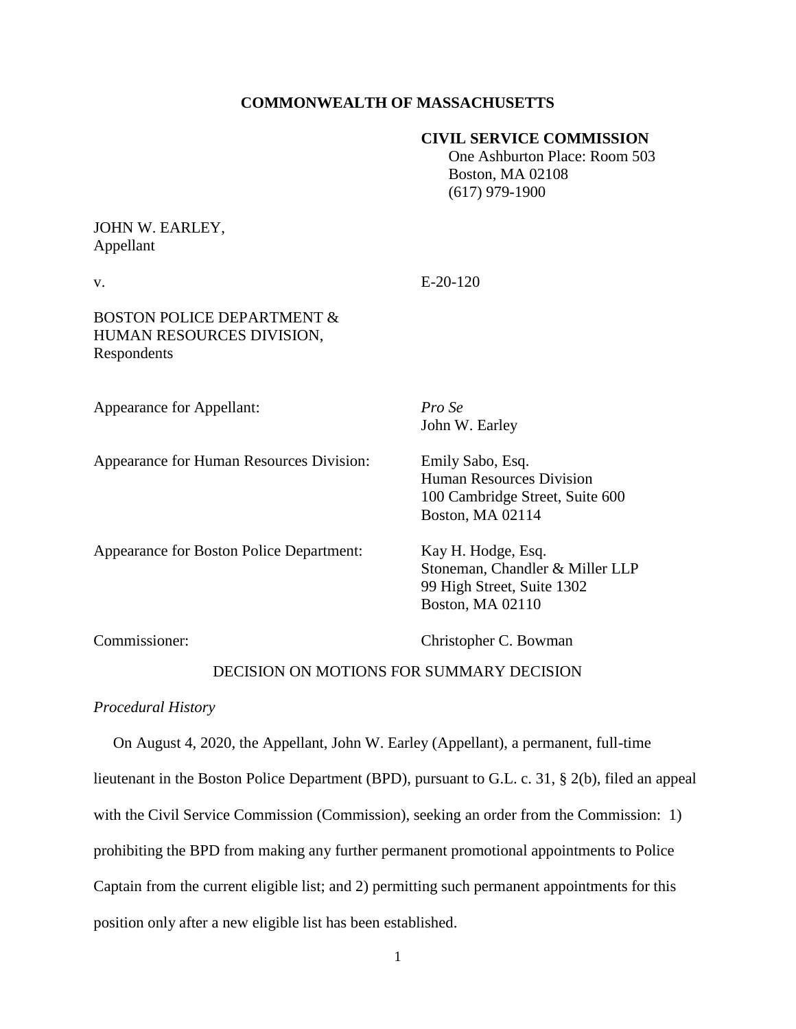**COMMONWEALTH OF MASSACHUSETTS**

**CIVIL SERVICE COMMISSION**
One Ashburton Place: Room 503
Boston, MA 02108
(617) 979-1900

JOHN W. EARLEY,
Appellant

v. E-20-120

BOSTON POLICE DEPARTMENT &
HUMAN RESOURCES DIVISION,
Respondents

Appearance for Appellant: *Pro Se*
John W. Earley

Appearance for Human Resources Division: Emily Sabo, Esq.
Human Resources Division
100 Cambridge Street, Suite 600
Boston, MA 02114

Appearance for Boston Police Department: Kay H. Hodge, Esq.
Stoneman, Chandler & Miller LLP
99 High Street, Suite 1302
Boston, MA 02110

Commissioner: Christopher C. Bowman

DECISION ON MOTIONS FOR SUMMARY DECISION

*Procedural History*

On August 4, 2020, the Appellant, John W. Earley (Appellant), a permanent, full-time lieutenant in the Boston Police Department (BPD), pursuant to G.L. c. 31, § 2(b), filed an appeal with the Civil Service Commission (Commission), seeking an order from the Commission: 1) prohibiting the BPD from making any further permanent promotional appointments to Police Captain from the current eligible list; and 2) permitting such permanent appointments for this position only after a new eligible list has been established.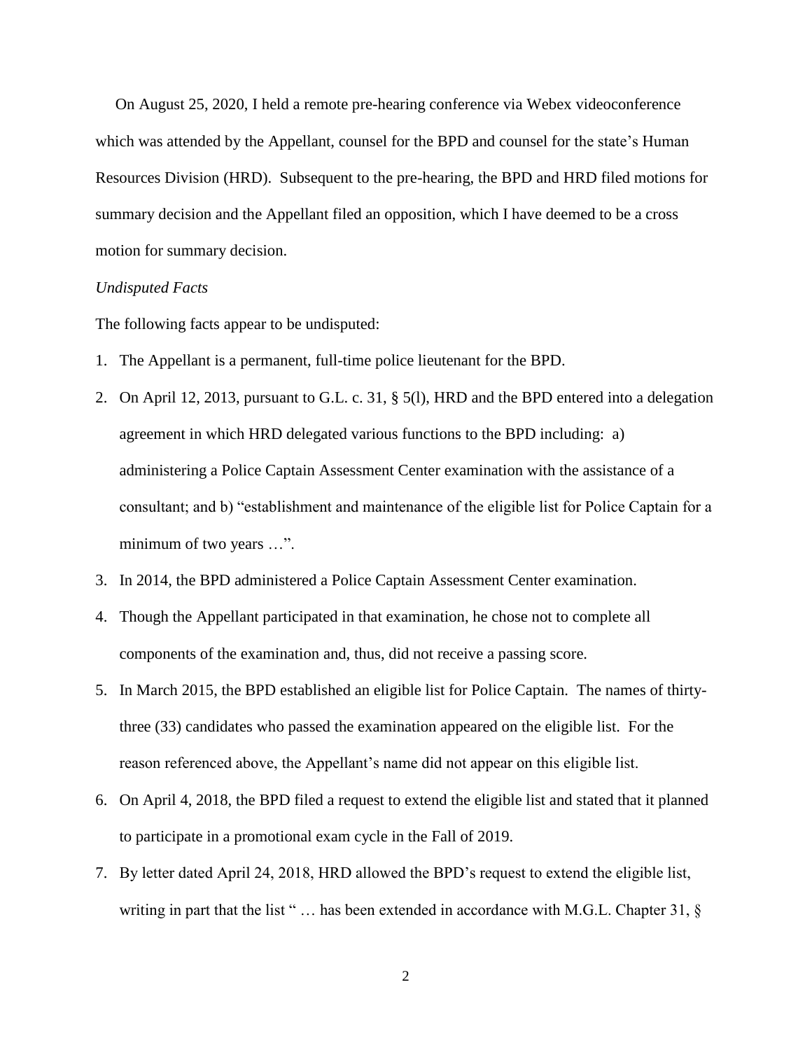On August 25, 2020, I held a remote pre-hearing conference via Webex videoconference which was attended by the Appellant, counsel for the BPD and counsel for the state's Human Resources Division (HRD). Subsequent to the pre-hearing, the BPD and HRD filed motions for summary decision and the Appellant filed an opposition, which I have deemed to be a cross motion for summary decision.

*Undisputed Facts*

The following facts appear to be undisputed:

1. The Appellant is a permanent, full-time police lieutenant for the BPD.
2. On April 12, 2013, pursuant to G.L. c. 31, § 5(l), HRD and the BPD entered into a delegation agreement in which HRD delegated various functions to the BPD including: a) administering a Police Captain Assessment Center examination with the assistance of a consultant; and b) "establishment and maintenance of the eligible list for Police Captain for a minimum of two years …".
3. In 2014, the BPD administered a Police Captain Assessment Center examination.
4. Though the Appellant participated in that examination, he chose not to complete all components of the examination and, thus, did not receive a passing score.
5. In March 2015, the BPD established an eligible list for Police Captain. The names of thirty-three (33) candidates who passed the examination appeared on the eligible list. For the reason referenced above, the Appellant's name did not appear on this eligible list.
6. On April 4, 2018, the BPD filed a request to extend the eligible list and stated that it planned to participate in a promotional exam cycle in the Fall of 2019.
7. By letter dated April 24, 2018, HRD allowed the BPD's request to extend the eligible list, writing in part that the list " … has been extended in accordance with M.G.L. Chapter 31, §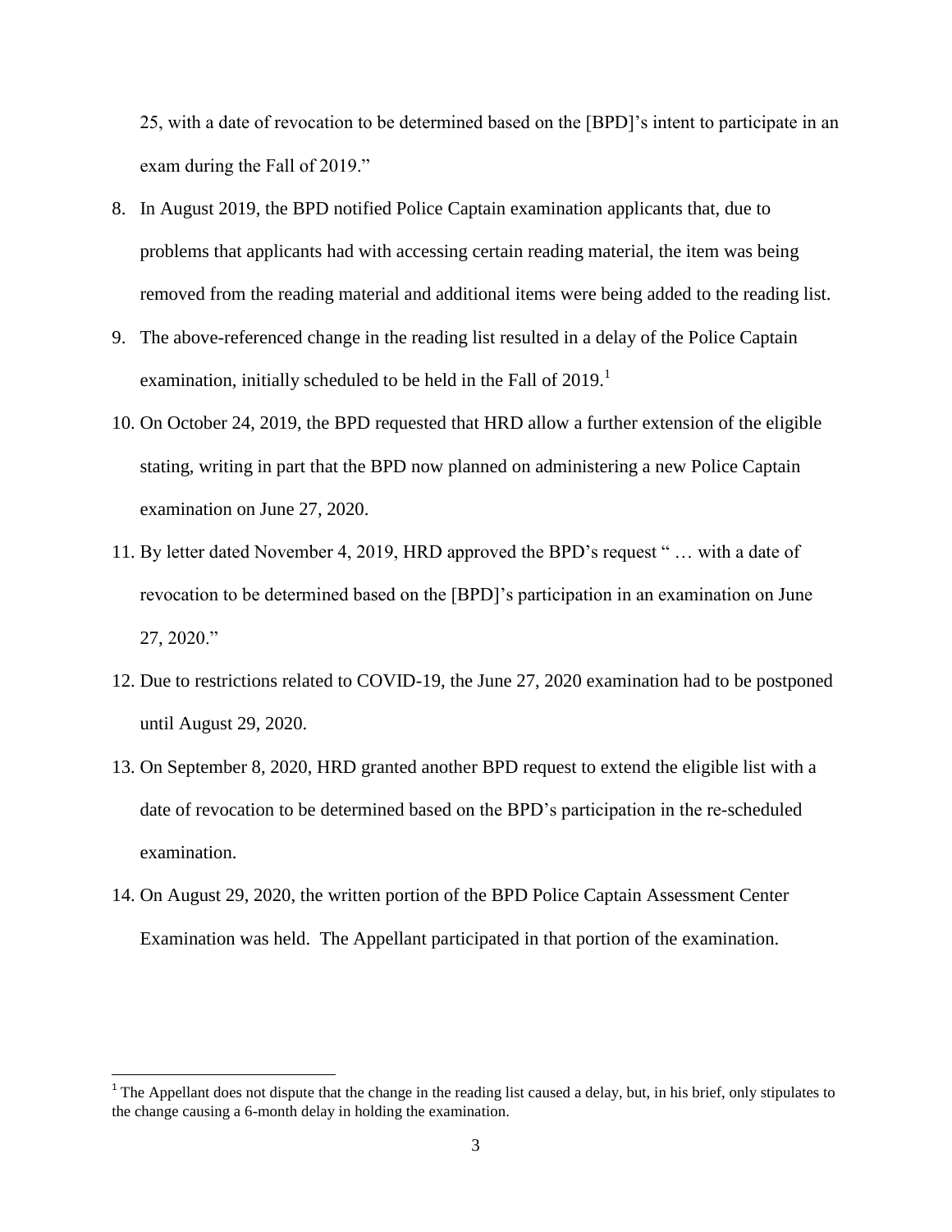25, with a date of revocation to be determined based on the [BPD]'s intent to participate in an exam during the Fall of 2019."

8. In August 2019, the BPD notified Police Captain examination applicants that, due to problems that applicants had with accessing certain reading material, the item was being removed from the reading material and additional items were being added to the reading list.
9. The above-referenced change in the reading list resulted in a delay of the Police Captain examination, initially scheduled to be held in the Fall of 2019.[1]
10. On October 24, 2019, the BPD requested that HRD allow a further extension of the eligible stating, writing in part that the BPD now planned on administering a new Police Captain examination on June 27, 2020.
11. By letter dated November 4, 2019, HRD approved the BPD's request " … with a date of revocation to be determined based on the [BPD]'s participation in an examination on June 27, 2020."
12. Due to restrictions related to COVID-19, the June 27, 2020 examination had to be postponed until August 29, 2020.
13. On September 8, 2020, HRD granted another BPD request to extend the eligible list with a date of revocation to be determined based on the BPD's participation in the re-scheduled examination.
14. On August 29, 2020, the written portion of the BPD Police Captain Assessment Center Examination was held. The Appellant participated in that portion of the examination.

[1] The Appellant does not dispute that the change in the reading list caused a delay, but, in his brief, only stipulates to the change causing a 6-month delay in holding the examination.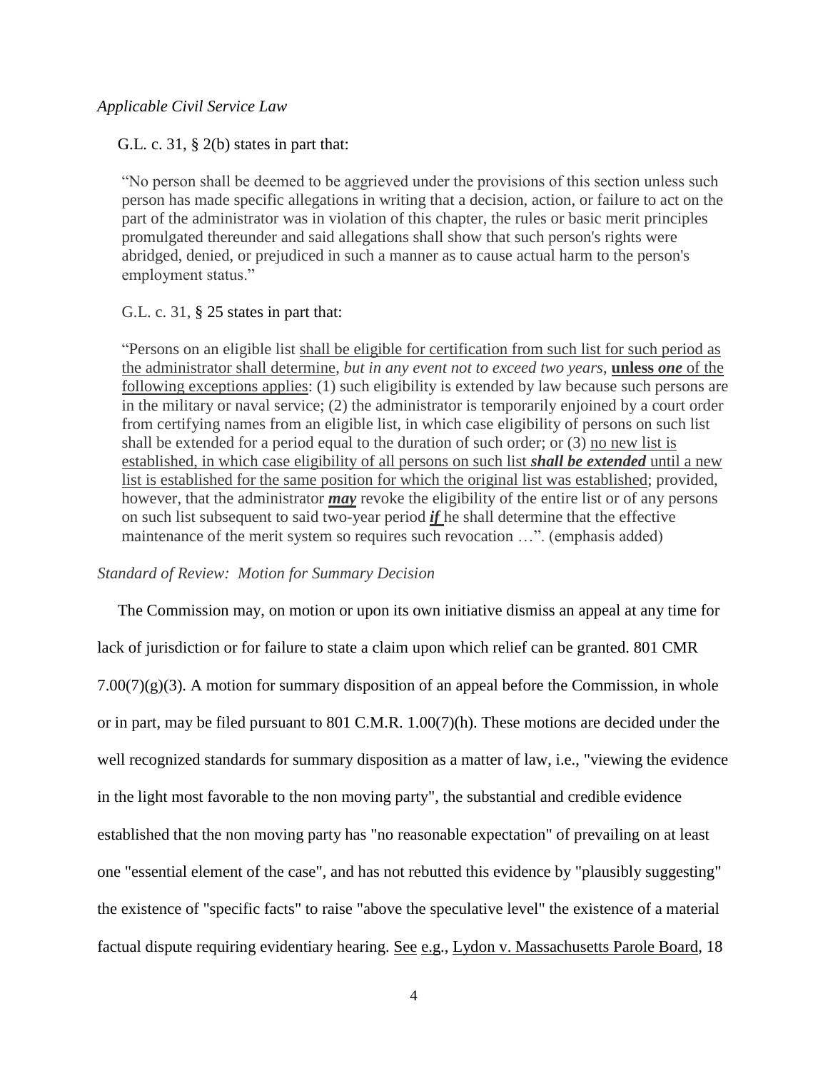*Applicable Civil Service Law*

G.L. c. 31, § 2(b) states in part that:

> "No person shall be deemed to be aggrieved under the provisions of this section unless such person has made specific allegations in writing that a decision, action, or failure to act on the part of the administrator was in violation of this chapter, the rules or basic merit principles promulgated thereunder and said allegations shall show that such person's rights were abridged, denied, or prejudiced in such a manner as to cause actual harm to the person's employment status."

G.L. c. 31, § 25 states in part that:

> "Persons on an eligible list <u>shall be eligible for certification from such list for such period as the administrator shall determine</u>, *but in any event not to exceed two years*, **<u>unless *one* of the following exceptions applies</u>**: (1) such eligibility is extended by law because such persons are in the military or naval service; (2) the administrator is temporarily enjoined by a court order from certifying names from an eligible list, in which case eligibility of persons on such list shall be extended for a period equal to the duration of such order; or (3) <u>no new list is established, in which case eligibility of all persons on such list ***shall be extended*** until a new list is established for the same position for which the original list was established</u>; provided, however, that the administrator ***<u>may</u>*** revoke the eligibility of the entire list or of any persons on such list subsequent to said two-year period ***<u>if</u>*** he shall determine that the effective maintenance of the merit system so requires such revocation …". (emphasis added)

*Standard of Review: Motion for Summary Decision*

The Commission may, on motion or upon its own initiative dismiss an appeal at any time for lack of jurisdiction or for failure to state a claim upon which relief can be granted. 801 CMR 7.00(7)(g)(3). A motion for summary disposition of an appeal before the Commission, in whole or in part, may be filed pursuant to 801 C.M.R. 1.00(7)(h). These motions are decided under the well recognized standards for summary disposition as a matter of law, i.e., "viewing the evidence in the light most favorable to the non moving party", the substantial and credible evidence established that the non moving party has "no reasonable expectation" of prevailing on at least one "essential element of the case", and has not rebutted this evidence by "plausibly suggesting" the existence of "specific facts" to raise "above the speculative level" the existence of a material factual dispute requiring evidentiary hearing. <u>See</u> <u>e.g.</u>, <u>Lydon v. Massachusetts Parole Board</u>, 18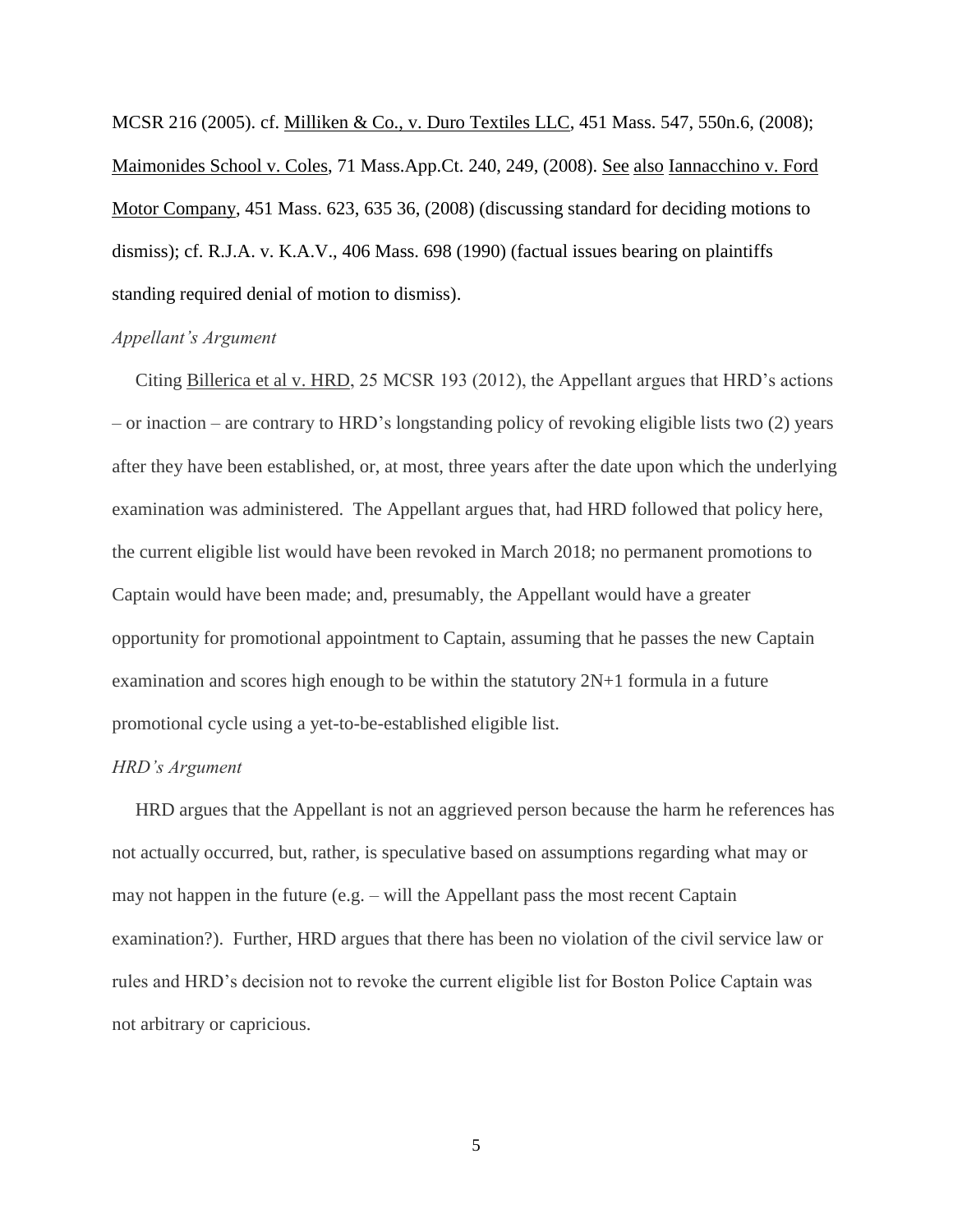MCSR 216 (2005). cf. Milliken & Co., v. Duro Textiles LLC, 451 Mass. 547, 550n.6, (2008); Maimonides School v. Coles, 71 Mass.App.Ct. 240, 249, (2008). See also Iannacchino v. Ford Motor Company, 451 Mass. 623, 635 36, (2008) (discussing standard for deciding motions to dismiss); cf. R.J.A. v. K.A.V., 406 Mass. 698 (1990) (factual issues bearing on plaintiffs standing required denial of motion to dismiss).

*Appellant's Argument*

Citing Billerica et al v. HRD, 25 MCSR 193 (2012), the Appellant argues that HRD's actions – or inaction – are contrary to HRD's longstanding policy of revoking eligible lists two (2) years after they have been established, or, at most, three years after the date upon which the underlying examination was administered. The Appellant argues that, had HRD followed that policy here, the current eligible list would have been revoked in March 2018; no permanent promotions to Captain would have been made; and, presumably, the Appellant would have a greater opportunity for promotional appointment to Captain, assuming that he passes the new Captain examination and scores high enough to be within the statutory 2N+1 formula in a future promotional cycle using a yet-to-be-established eligible list.

*HRD's Argument*

HRD argues that the Appellant is not an aggrieved person because the harm he references has not actually occurred, but, rather, is speculative based on assumptions regarding what may or may not happen in the future (e.g. – will the Appellant pass the most recent Captain examination?). Further, HRD argues that there has been no violation of the civil service law or rules and HRD's decision not to revoke the current eligible list for Boston Police Captain was not arbitrary or capricious.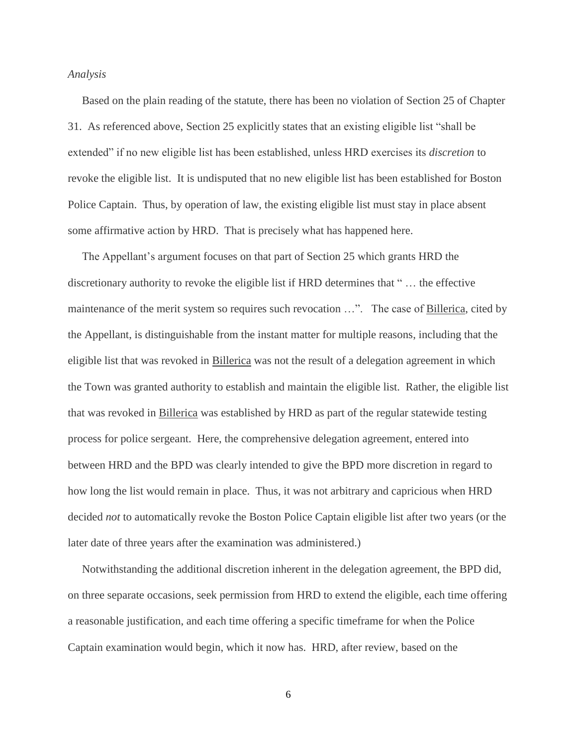*Analysis*

Based on the plain reading of the statute, there has been no violation of Section 25 of Chapter 31. As referenced above, Section 25 explicitly states that an existing eligible list "shall be extended" if no new eligible list has been established, unless HRD exercises its *discretion* to revoke the eligible list. It is undisputed that no new eligible list has been established for Boston Police Captain. Thus, by operation of law, the existing eligible list must stay in place absent some affirmative action by HRD. That is precisely what has happened here.

The Appellant's argument focuses on that part of Section 25 which grants HRD the discretionary authority to revoke the eligible list if HRD determines that " … the effective maintenance of the merit system so requires such revocation …". The case of Billerica, cited by the Appellant, is distinguishable from the instant matter for multiple reasons, including that the eligible list that was revoked in Billerica was not the result of a delegation agreement in which the Town was granted authority to establish and maintain the eligible list. Rather, the eligible list that was revoked in Billerica was established by HRD as part of the regular statewide testing process for police sergeant. Here, the comprehensive delegation agreement, entered into between HRD and the BPD was clearly intended to give the BPD more discretion in regard to how long the list would remain in place. Thus, it was not arbitrary and capricious when HRD decided *not* to automatically revoke the Boston Police Captain eligible list after two years (or the later date of three years after the examination was administered.)

Notwithstanding the additional discretion inherent in the delegation agreement, the BPD did, on three separate occasions, seek permission from HRD to extend the eligible, each time offering a reasonable justification, and each time offering a specific timeframe for when the Police Captain examination would begin, which it now has. HRD, after review, based on the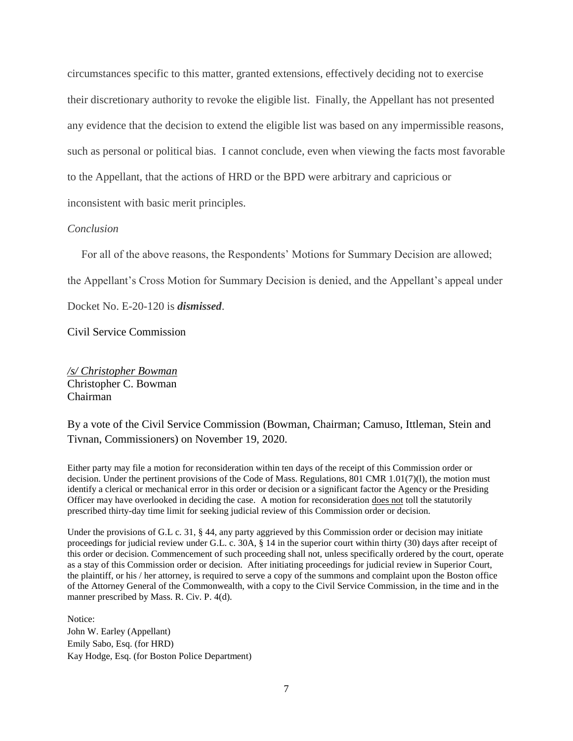circumstances specific to this matter, granted extensions, effectively deciding not to exercise their discretionary authority to revoke the eligible list. Finally, the Appellant has not presented any evidence that the decision to extend the eligible list was based on any impermissible reasons, such as personal or political bias. I cannot conclude, even when viewing the facts most favorable to the Appellant, that the actions of HRD or the BPD were arbitrary and capricious or inconsistent with basic merit principles.

*Conclusion*

For all of the above reasons, the Respondents' Motions for Summary Decision are allowed; the Appellant's Cross Motion for Summary Decision is denied, and the Appellant's appeal under Docket No. E-20-120 is ***dismissed***.

Civil Service Commission

*/s/ Christopher Bowman*
Christopher C. Bowman
Chairman

By a vote of the Civil Service Commission (Bowman, Chairman; Camuso, Ittleman, Stein and Tivnan, Commissioners) on November 19, 2020.

Either party may file a motion for reconsideration within ten days of the receipt of this Commission order or decision. Under the pertinent provisions of the Code of Mass. Regulations, 801 CMR 1.01(7)(l), the motion must identify a clerical or mechanical error in this order or decision or a significant factor the Agency or the Presiding Officer may have overlooked in deciding the case. A motion for reconsideration does not toll the statutorily prescribed thirty-day time limit for seeking judicial review of this Commission order or decision.

Under the provisions of G.L c. 31, § 44, any party aggrieved by this Commission order or decision may initiate proceedings for judicial review under G.L. c. 30A, § 14 in the superior court within thirty (30) days after receipt of this order or decision. Commencement of such proceeding shall not, unless specifically ordered by the court, operate as a stay of this Commission order or decision. After initiating proceedings for judicial review in Superior Court, the plaintiff, or his / her attorney, is required to serve a copy of the summons and complaint upon the Boston office of the Attorney General of the Commonwealth, with a copy to the Civil Service Commission, in the time and in the manner prescribed by Mass. R. Civ. P. 4(d).

Notice:
John W. Earley (Appellant)
Emily Sabo, Esq. (for HRD)
Kay Hodge, Esq. (for Boston Police Department)